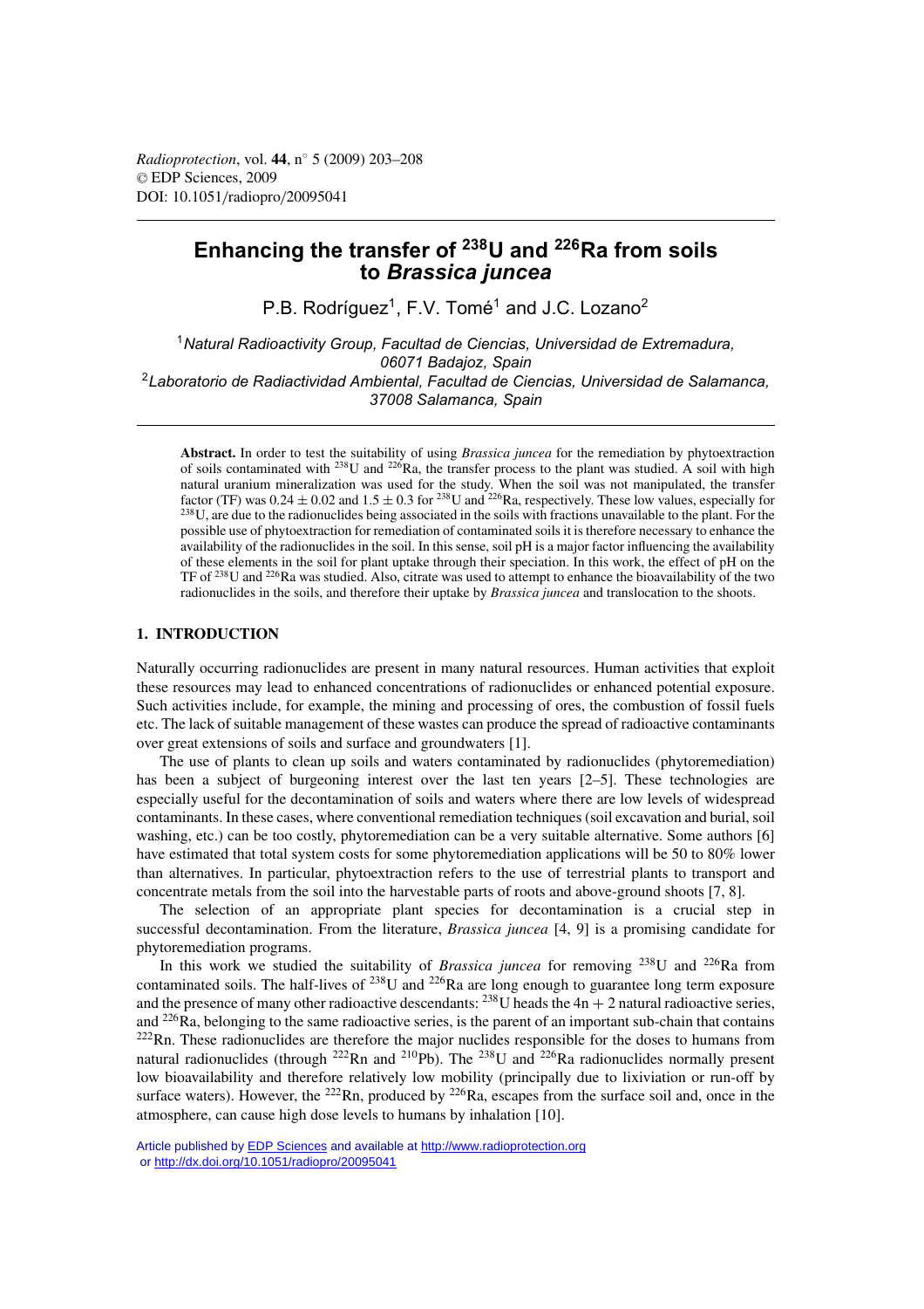# Enhancing the transfer of $^{238}$U and $^{226}$Ra from soils to *Brassica juncea*

P.B. Rodríguez[1], F.V. Tomé[1] and J.C. Lozano[2]

[1]*Natural Radioactivity Group, Facultad de Ciencias, Universidad de Extremadura, 06071 Badajoz, Spain*
[2]*Laboratorio de Radiactividad Ambiental, Facultad de Ciencias, Universidad de Salamanca, 37008 Salamanca, Spain*

**Abstract.** In order to test the suitability of using *Brassica juncea* for the remediation by phytoextraction of soils contaminated with $^{238}$U and $^{226}$Ra, the transfer process to the plant was studied. A soil with high natural uranium mineralization was used for the study. When the soil was not manipulated, the transfer factor (TF) was $0.24 \pm 0.02$ and $1.5 \pm 0.3$ for $^{238}$U and $^{226}$Ra, respectively. These low values, especially for $^{238}$U, are due to the radionuclides being associated in the soils with fractions unavailable to the plant. For the possible use of phytoextraction for remediation of contaminated soils it is therefore necessary to enhance the availability of the radionuclides in the soil. In this sense, soil pH is a major factor influencing the availability of these elements in the soil for plant uptake through their speciation. In this work, the effect of pH on the TF of $^{238}$U and $^{226}$Ra was studied. Also, citrate was used to attempt to enhance the bioavailability of the two radionuclides in the soils, and therefore their uptake by *Brassica juncea* and translocation to the shoots.

## 1. INTRODUCTION

Naturally occurring radionuclides are present in many natural resources. Human activities that exploit these resources may lead to enhanced concentrations of radionuclides or enhanced potential exposure. Such activities include, for example, the mining and processing of ores, the combustion of fossil fuels etc. The lack of suitable management of these wastes can produce the spread of radioactive contaminants over great extensions of soils and surface and groundwaters [1].

The use of plants to clean up soils and waters contaminated by radionuclides (phytoremediation) has been a subject of burgeoning interest over the last ten years [2–5]. These technologies are especially useful for the decontamination of soils and waters where there are low levels of widespread contaminants. In these cases, where conventional remediation techniques (soil excavation and burial, soil washing, etc.) can be too costly, phytoremediation can be a very suitable alternative. Some authors [6] have estimated that total system costs for some phytoremediation applications will be 50 to 80% lower than alternatives. In particular, phytoextraction refers to the use of terrestrial plants to transport and concentrate metals from the soil into the harvestable parts of roots and above-ground shoots [7, 8].

The selection of an appropriate plant species for decontamination is a crucial step in successful decontamination. From the literature, *Brassica juncea* [4, 9] is a promising candidate for phytoremediation programs.

In this work we studied the suitability of *Brassica juncea* for removing $^{238}$U and $^{226}$Ra from contaminated soils. The half-lives of $^{238}$U and $^{226}$Ra are long enough to guarantee long term exposure and the presence of many other radioactive descendants: $^{238}$U heads the $4n + 2$ natural radioactive series, and $^{226}$Ra, belonging to the same radioactive series, is the parent of an important sub-chain that contains $^{222}$Rn. These radionuclides are therefore the major nuclides responsible for the doses to humans from natural radionuclides (through $^{222}$Rn and $^{210}$Pb). The $^{238}$U and $^{226}$Ra radionuclides normally present low bioavailability and therefore relatively low mobility (principally due to lixiviation or run-off by surface waters). However, the $^{222}$Rn, produced by $^{226}$Ra, escapes from the surface soil and, once in the atmosphere, can cause high dose levels to humans by inhalation [10].

Article published by EDP Sciences and available at http://www.radioprotection.org or http://dx.doi.org/10.1051/radiopro/20095041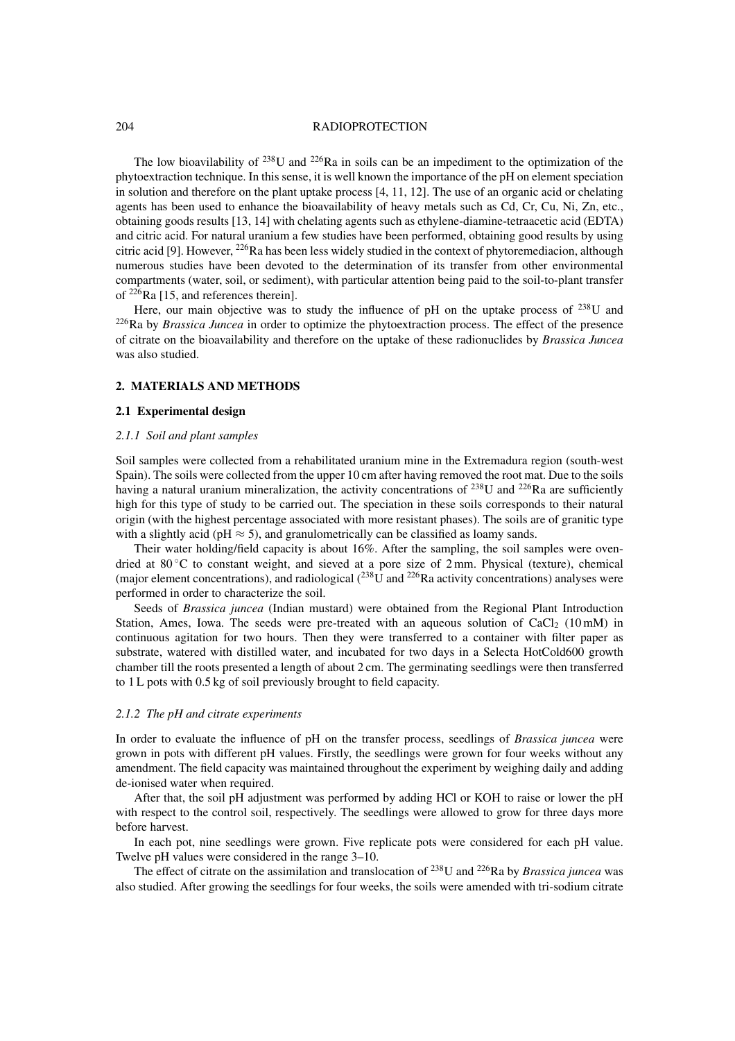The low bioavilability of $^{238}U$ and $^{226}Ra$ in soils can be an impediment to the optimization of the phytoextraction technique. In this sense, it is well known the importance of the pH on element speciation in solution and therefore on the plant uptake process [4, 11, 12]. The use of an organic acid or chelating agents has been used to enhance the bioavailability of heavy metals such as Cd, Cr, Cu, Ni, Zn, etc., obtaining goods results [13, 14] with chelating agents such as ethylene-diamine-tetraacetic acid (EDTA) and citric acid. For natural uranium a few studies have been performed, obtaining good results by using citric acid [9]. However, $^{226}Ra$ has been less widely studied in the context of phytoremediacion, although numerous studies have been devoted to the determination of its transfer from other environmental compartments (water, soil, or sediment), with particular attention being paid to the soil-to-plant transfer of $^{226}Ra$ [15, and references therein].

Here, our main objective was to study the influence of pH on the uptake process of $^{238}U$ and $^{226}Ra$ by *Brassica Juncea* in order to optimize the phytoextraction process. The effect of the presence of citrate on the bioavailability and therefore on the uptake of these radionuclides by *Brassica Juncea* was also studied.

## 2. MATERIALS AND METHODS

### 2.1 Experimental design

#### *2.1.1 Soil and plant samples*

Soil samples were collected from a rehabilitated uranium mine in the Extremadura region (south-west Spain). The soils were collected from the upper 10 cm after having removed the root mat. Due to the soils having a natural uranium mineralization, the activity concentrations of $^{238}U$ and $^{226}Ra$ are sufficiently high for this type of study to be carried out. The speciation in these soils corresponds to their natural origin (with the highest percentage associated with more resistant phases). The soils are of granitic type with a slightly acid (pH $\approx$ 5), and granulometrically can be classified as loamy sands.

Their water holding/field capacity is about 16%. After the sampling, the soil samples were oven-dried at 80 °C to constant weight, and sieved at a pore size of 2 mm. Physical (texture), chemical (major element concentrations), and radiological ($^{238}U$ and $^{226}Ra$ activity concentrations) analyses were performed in order to characterize the soil.

Seeds of *Brassica juncea* (Indian mustard) were obtained from the Regional Plant Introduction Station, Ames, Iowa. The seeds were pre-treated with an aqueous solution of $CaCl_2$ (10 mM) in continuous agitation for two hours. Then they were transferred to a container with filter paper as substrate, watered with distilled water, and incubated for two days in a Selecta HotCold600 growth chamber till the roots presented a length of about 2 cm. The germinating seedlings were then transferred to 1 L pots with 0.5 kg of soil previously brought to field capacity.

#### *2.1.2 The pH and citrate experiments*

In order to evaluate the influence of pH on the transfer process, seedlings of *Brassica juncea* were grown in pots with different pH values. Firstly, the seedlings were grown for four weeks without any amendment. The field capacity was maintained throughout the experiment by weighing daily and adding de-ionised water when required.

After that, the soil pH adjustment was performed by adding HCl or KOH to raise or lower the pH with respect to the control soil, respectively. The seedlings were allowed to grow for three days more before harvest.

In each pot, nine seedlings were grown. Five replicate pots were considered for each pH value. Twelve pH values were considered in the range 3–10.

The effect of citrate on the assimilation and translocation of $^{238}U$ and $^{226}Ra$ by *Brassica juncea* was also studied. After growing the seedlings for four weeks, the soils were amended with tri-sodium citrate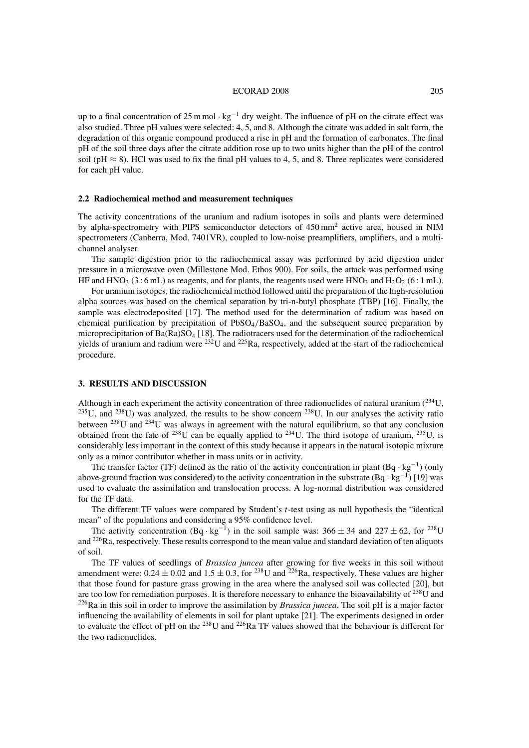up to a final concentration of $25\,\mathrm{m\,mol \cdot kg^{-1}}$ dry weight. The influence of pH on the citrate effect was also studied. Three pH values were selected: 4, 5, and 8. Although the citrate was added in salt form, the degradation of this organic compound produced a rise in pH and the formation of carbonates. The final pH of the soil three days after the citrate addition rose up to two units higher than the pH of the control soil (pH $\approx$ 8). HCl was used to fix the final pH values to 4, 5, and 8. Three replicates were considered for each pH value.

### 2.2 Radiochemical method and measurement techniques

The activity concentrations of the uranium and radium isotopes in soils and plants were determined by alpha-spectrometry with PIPS semiconductor detectors of $450\,\mathrm{mm^2}$ active area, housed in NIM spectrometers (Canberra, Mod. 7401VR), coupled to low-noise preamplifiers, amplifiers, and a multi-channel analyser.

The sample digestion prior to the radiochemical assay was performed by acid digestion under pressure in a microwave oven (Millestone Mod. Ethos 900). For soils, the attack was performed using HF and $HNO_3$ (3 : 6 mL) as reagents, and for plants, the reagents used were $HNO_3$ and $H_2O_2$ (6 : 1 mL).

For uranium isotopes, the radiochemical method followed until the preparation of the high-resolution alpha sources was based on the chemical separation by tri-n-butyl phosphate (TBP) [16]. Finally, the sample was electrodeposited [17]. The method used for the determination of radium was based on chemical purification by precipitation of $PbSO_4/BaSO_4$, and the subsequent source preparation by microprecipitation of $Ba(Ra)SO_4$ [18]. The radiotracers used for the determination of the radiochemical yields of uranium and radium were $^{232}$U and $^{225}$Ra, respectively, added at the start of the radiochemical procedure.

## 3. RESULTS AND DISCUSSION

Although in each experiment the activity concentration of three radionuclides of natural uranium ($^{234}$U, $^{235}$U, and $^{238}$U) was analyzed, the results to be show concern $^{238}$U. In our analyses the activity ratio between $^{238}$U and $^{234}$U was always in agreement with the natural equilibrium, so that any conclusion obtained from the fate of $^{238}$U can be equally applied to $^{234}$U. The third isotope of uranium, $^{235}$U, is considerably less important in the context of this study because it appears in the natural isotopic mixture only as a minor contributor whether in mass units or in activity.

The transfer factor (TF) defined as the ratio of the activity concentration in plant ($\mathrm{Bq \cdot kg^{-1}}$) (only above-ground fraction was considered) to the activity concentration in the substrate ($\mathrm{Bq \cdot kg^{-1}}$) [19] was used to evaluate the assimilation and translocation process. A log-normal distribution was considered for the TF data.

The different TF values were compared by Student's $t$-test using as null hypothesis the "identical mean" of the populations and considering a 95% confidence level.

The activity concentration ($\mathrm{Bq \cdot kg^{-1}}$) in the soil sample was: $366 \pm 34$ and $227 \pm 62$, for $^{238}$U and $^{226}$Ra, respectively. These results correspond to the mean value and standard deviation of ten aliquots of soil.

The TF values of seedlings of *Brassica juncea* after growing for five weeks in this soil without amendment were: $0.24 \pm 0.02$ and $1.5 \pm 0.3$, for $^{238}$U and $^{226}$Ra, respectively. These values are higher that those found for pasture grass growing in the area where the analysed soil was collected [20], but are too low for remediation purposes. It is therefore necessary to enhance the bioavailability of $^{238}$U and $^{226}$Ra in this soil in order to improve the assimilation by *Brassica juncea*. The soil pH is a major factor influencing the availability of elements in soil for plant uptake [21]. The experiments designed in order to evaluate the effect of pH on the $^{238}$U and $^{226}$Ra TF values showed that the behaviour is different for the two radionuclides.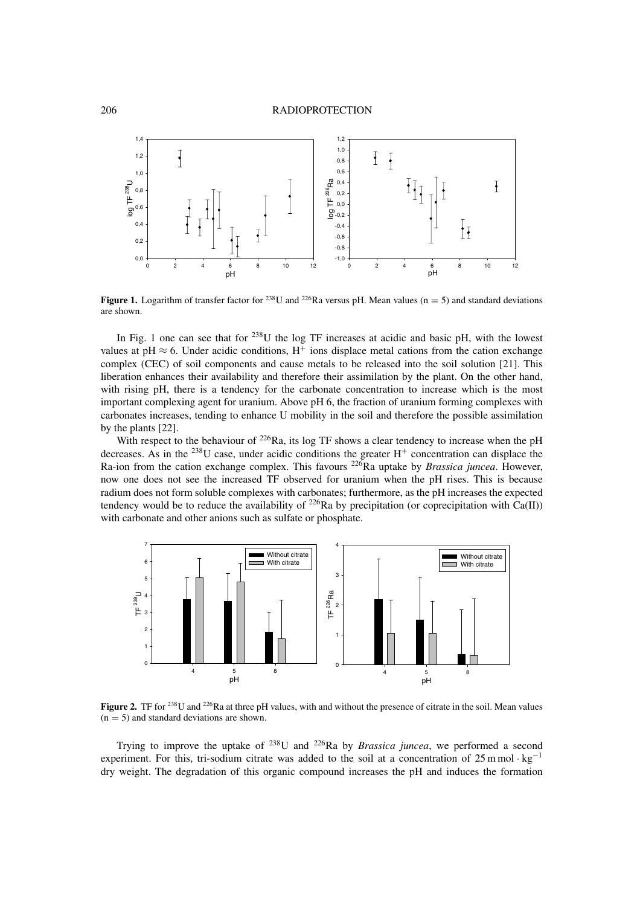**Figure 1.** Logarithm of transfer factor for $^{238}U$ and $^{226}Ra$ versus pH. Mean values (n = 5) and standard deviations are shown.

In Fig. 1 one can see that for $^{238}U$ the log TF increases at acidic and basic pH, with the lowest values at pH ≈ 6. Under acidic conditions, $H^+$ ions displace metal cations from the cation exchange complex (CEC) of soil components and cause metals to be released into the soil solution [21]. This liberation enhances their availability and therefore their assimilation by the plant. On the other hand, with rising pH, there is a tendency for the carbonate concentration to increase which is the most important complexing agent for uranium. Above pH 6, the fraction of uranium forming complexes with carbonates increases, tending to enhance U mobility in the soil and therefore the possible assimilation by the plants [22].

With respect to the behaviour of $^{226}Ra$, its log TF shows a clear tendency to increase when the pH decreases. As in the $^{238}U$ case, under acidic conditions the greater $H^+$ concentration can displace the Ra-ion from the cation exchange complex. This favours $^{226}Ra$ uptake by *Brassica juncea*. However, now one does not see the increased TF observed for uranium when the pH rises. This is because radium does not form soluble complexes with carbonates; furthermore, as the pH increases the expected tendency would be to reduce the availability of $^{226}Ra$ by precipitation (or coprecipitation with Ca(II)) with carbonate and other anions such as sulfate or phosphate.

**Figure 2.** TF for $^{238}U$ and $^{226}Ra$ at three pH values, with and without the presence of citrate in the soil. Mean values (n = 5) and standard deviations are shown.

Trying to improve the uptake of $^{238}U$ and $^{226}Ra$ by *Brassica juncea*, we performed a second experiment. For this, tri-sodium citrate was added to the soil at a concentration of $25\,\text{m mol} \cdot \text{kg}^{-1}$ dry weight. The degradation of this organic compound increases the pH and induces the formation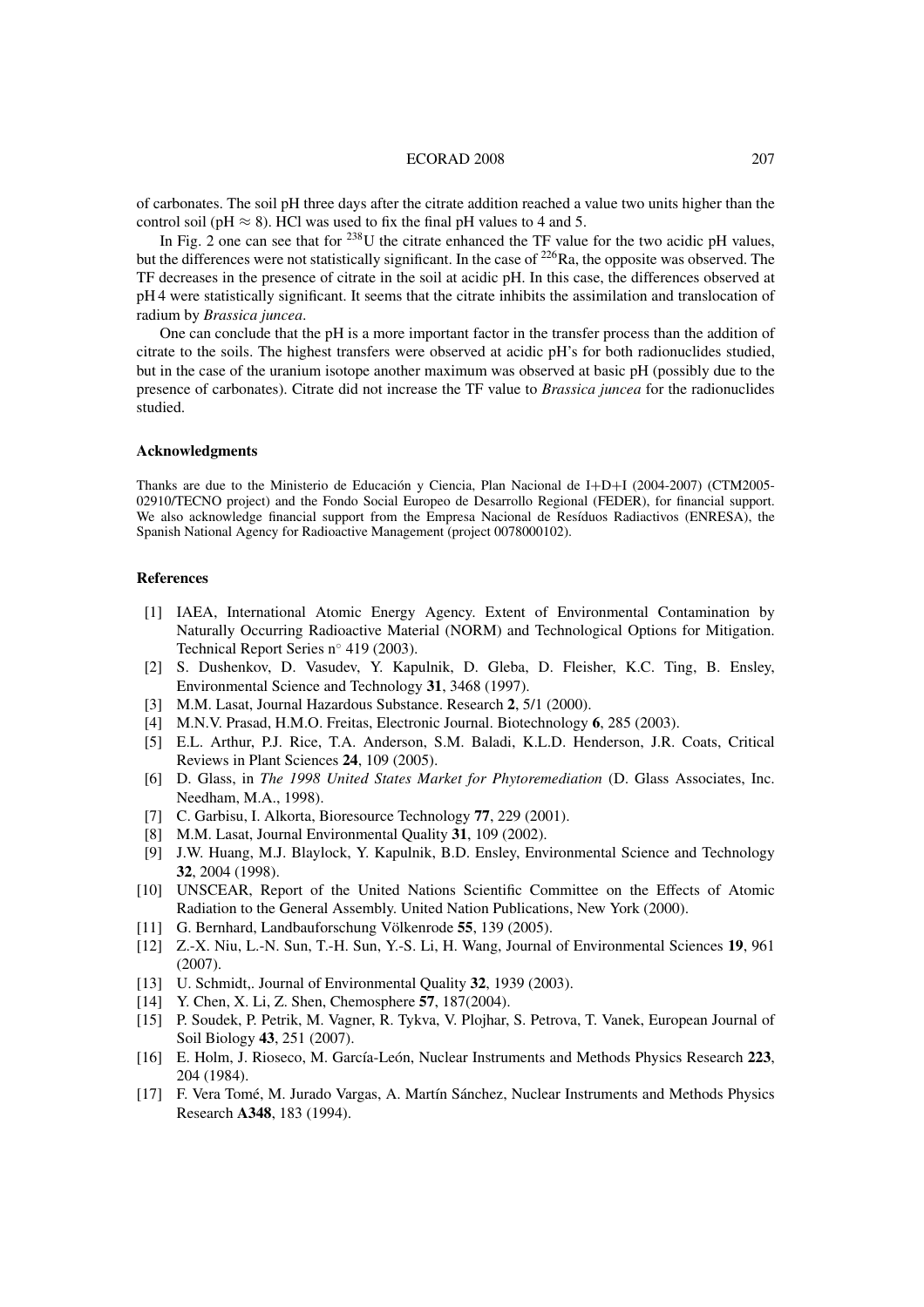of carbonates. The soil pH three days after the citrate addition reached a value two units higher than the control soil (pH $\approx$ 8). HCl was used to fix the final pH values to 4 and 5.

In Fig. 2 one can see that for $^{238}$U the citrate enhanced the TF value for the two acidic pH values, but the differences were not statistically significant. In the case of $^{226}$Ra, the opposite was observed. The TF decreases in the presence of citrate in the soil at acidic pH. In this case, the differences observed at pH 4 were statistically significant. It seems that the citrate inhibits the assimilation and translocation of radium by *Brassica juncea*.

One can conclude that the pH is a more important factor in the transfer process than the addition of citrate to the soils. The highest transfers were observed at acidic pH's for both radionuclides studied, but in the case of the uranium isotope another maximum was observed at basic pH (possibly due to the presence of carbonates). Citrate did not increase the TF value to *Brassica juncea* for the radionuclides studied.

## Acknowledgments

Thanks are due to the Ministerio de Educación y Ciencia, Plan Nacional de I+D+I (2004-2007) (CTM2005-02910/TECNO project) and the Fondo Social Europeo de Desarrollo Regional (FEDER), for financial support. We also acknowledge financial support from the Empresa Nacional de Resíduos Radiactivos (ENRESA), the Spanish National Agency for Radioactive Management (project 0078000102).

## References

[1] IAEA, International Atomic Energy Agency. Extent of Environmental Contamination by Naturally Occurring Radioactive Material (NORM) and Technological Options for Mitigation. Technical Report Series n° 419 (2003).

[2] S. Dushenkov, D. Vasudev, Y. Kapulnik, D. Gleba, D. Fleisher, K.C. Ting, B. Ensley, Environmental Science and Technology **31**, 3468 (1997).

[3] M.M. Lasat, Journal Hazardous Substance. Research **2**, 5/1 (2000).

[4] M.N.V. Prasad, H.M.O. Freitas, Electronic Journal. Biotechnology **6**, 285 (2003).

[5] E.L. Arthur, P.J. Rice, T.A. Anderson, S.M. Baladi, K.L.D. Henderson, J.R. Coats, Critical Reviews in Plant Sciences **24**, 109 (2005).

[6] D. Glass, in *The 1998 United States Market for Phytoremediation* (D. Glass Associates, Inc. Needham, M.A., 1998).

[7] C. Garbisu, I. Alkorta, Bioresource Technology **77**, 229 (2001).

[8] M.M. Lasat, Journal Environmental Quality **31**, 109 (2002).

[9] J.W. Huang, M.J. Blaylock, Y. Kapulnik, B.D. Ensley, Environmental Science and Technology **32**, 2004 (1998).

[10] UNSCEAR, Report of the United Nations Scientific Committee on the Effects of Atomic Radiation to the General Assembly. United Nation Publications, New York (2000).

[11] G. Bernhard, Landbauforschung Völkenrode **55**, 139 (2005).

[12] Z.-X. Niu, L.-N. Sun, T.-H. Sun, Y.-S. Li, H. Wang, Journal of Environmental Sciences **19**, 961 (2007).

[13] U. Schmidt,. Journal of Environmental Quality **32**, 1939 (2003).

[14] Y. Chen, X. Li, Z. Shen, Chemosphere **57**, 187(2004).

[15] P. Soudek, P. Petrik, M. Vagner, R. Tykva, V. Plojhar, S. Petrova, T. Vanek, European Journal of Soil Biology **43**, 251 (2007).

[16] E. Holm, J. Rioseco, M. García-León, Nuclear Instruments and Methods Physics Research **223**, 204 (1984).

[17] F. Vera Tomé, M. Jurado Vargas, A. Martín Sánchez, Nuclear Instruments and Methods Physics Research **A348**, 183 (1994).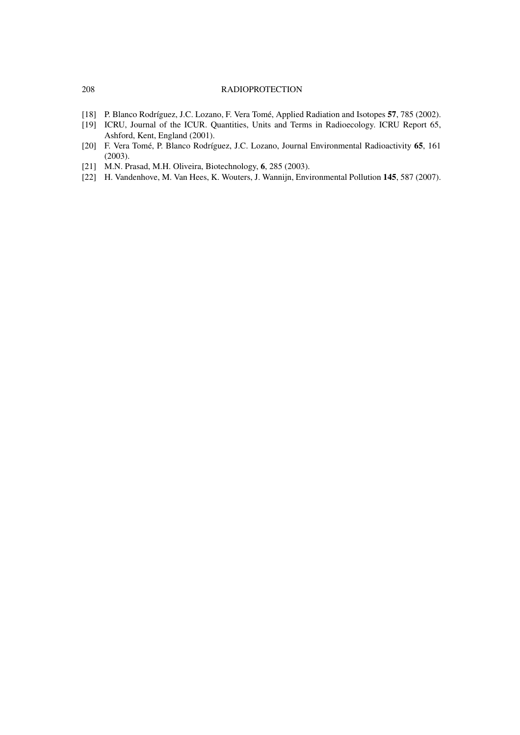[18] P. Blanco Rodríguez, J.C. Lozano, F. Vera Tomé, Applied Radiation and Isotopes **57**, 785 (2002).

[19] ICRU, Journal of the ICUR. Quantities, Units and Terms in Radioecology. ICRU Report 65, Ashford, Kent, England (2001).

[20] F. Vera Tomé, P. Blanco Rodríguez, J.C. Lozano, Journal Environmental Radioactivity **65**, 161 (2003).

[21] M.N. Prasad, M.H. Oliveira, Biotechnology, **6**, 285 (2003).

[22] H. Vandenhove, M. Van Hees, K. Wouters, J. Wannijn, Environmental Pollution **145**, 587 (2007).